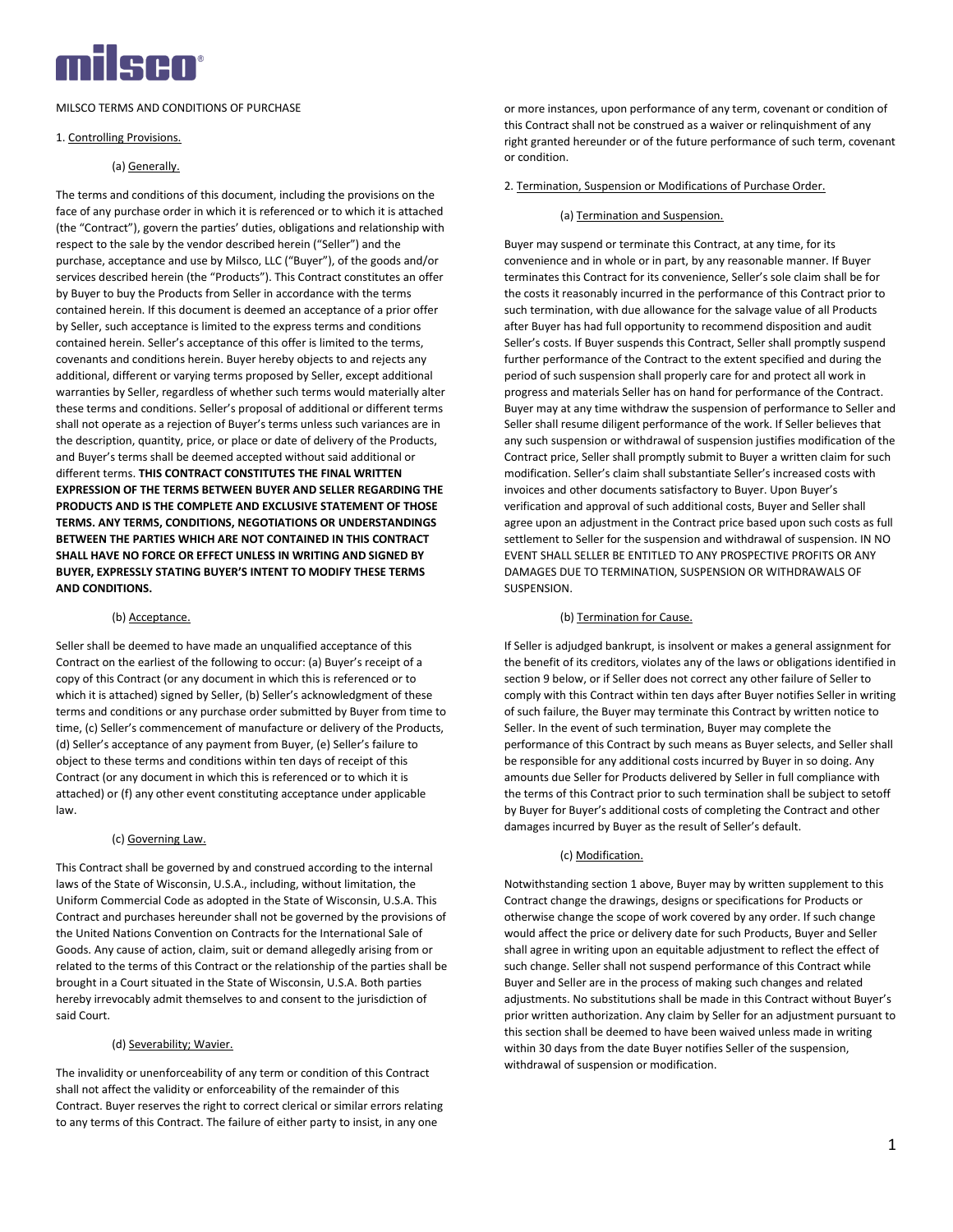MILSCO TERMS AND CONDITIONS OF PURCHASE

1. Controlling Provisions.

(a) Generally.

The terms and conditions of this document, including the provisions on the face of any purchase order in which it is referenced or to which it is attached (the "Contract"), govern the parties' duties, obligations and relationship with respect to the sale by the vendor described herein ("Seller") and the purchase, acceptance and use by Milsco, LLC ("Buyer"), of the goods and/or services described herein (the "Products"). This Contract constitutes an offer by Buyer to buy the Products from Seller in accordance with the terms contained herein. If this document is deemed an acceptance of a prior offer by Seller, such acceptance is limited to the express terms and conditions contained herein. Seller's acceptance of this offer is limited to the terms, covenants and conditions herein. Buyer hereby objects to and rejects any additional, different or varying terms proposed by Seller, except additional warranties by Seller, regardless of whether such terms would materially alter these terms and conditions. Seller's proposal of additional or different terms shall not operate as a rejection of Buyer's terms unless such variances are in the description, quantity, price, or place or date of delivery of the Products, and Buyer's terms shall be deemed accepted without said additional or different terms. **THIS CONTRACT CONSTITUTES THE FINAL WRITTEN EXPRESSION OF THE TERMS BETWEEN BUYER AND SELLER REGARDING THE PRODUCTS AND IS THE COMPLETE AND EXCLUSIVE STATEMENT OF THOSE TERMS. ANY TERMS, CONDITIONS, NEGOTIATIONS OR UNDERSTANDINGS BETWEEN THE PARTIES WHICH ARE NOT CONTAINED IN THIS CONTRACT SHALL HAVE NO FORCE OR EFFECT UNLESS IN WRITING AND SIGNED BY BUYER, EXPRESSLY STATING BUYER'S INTENT TO MODIFY THESE TERMS AND CONDITIONS.**

(b) Acceptance.

Seller shall be deemed to have made an unqualified acceptance of this Contract on the earliest of the following to occur: (a) Buyer's receipt of a copy of this Contract (or any document in which this is referenced or to which it is attached) signed by Seller, (b) Seller's acknowledgment of these terms and conditions or any purchase order submitted by Buyer from time to time, (c) Seller's commencement of manufacture or delivery of the Products, (d) Seller's acceptance of any payment from Buyer, (e) Seller's failure to object to these terms and conditions within ten days of receipt of this Contract (or any document in which this is referenced or to which it is attached) or (f) any other event constituting acceptance under applicable law.

(c) Governing Law.

This Contract shall be governed by and construed according to the internal laws of the State of Wisconsin, U.S.A., including, without limitation, the Uniform Commercial Code as adopted in the State of Wisconsin, U.S.A. This Contract and purchases hereunder shall not be governed by the provisions of the United Nations Convention on Contracts for the International Sale of Goods. Any cause of action, claim, suit or demand allegedly arising from or related to the terms of this Contract or the relationship of the parties shall be brought in a Court situated in the State of Wisconsin, U.S.A. Both parties hereby irrevocably admit themselves to and consent to the jurisdiction of said Court.

(d) Severability; Wavier.

The invalidity or unenforceability of any term or condition of this Contract shall not affect the validity or enforceability of the remainder of this Contract. Buyer reserves the right to correct clerical or similar errors relating to any terms of this Contract. The failure of either party to insist, in any one or more instances, upon performance of any term, covenant or condition of this Contract shall not be construed as a waiver or relinquishment of any right granted hereunder or of the future performance of such term, covenant or condition.

2. Termination, Suspension or Modifications of Purchase Order.

(a) Termination and Suspension.

Buyer may suspend or terminate this Contract, at any time, for its convenience and in whole or in part, by any reasonable manner. If Buyer terminates this Contract for its convenience, Seller's sole claim shall be for the costs it reasonably incurred in the performance of this Contract prior to such termination, with due allowance for the salvage value of all Products after Buyer has had full opportunity to recommend disposition and audit Seller's costs. If Buyer suspends this Contract, Seller shall promptly suspend further performance of the Contract to the extent specified and during the period of such suspension shall properly care for and protect all work in progress and materials Seller has on hand for performance of the Contract. Buyer may at any time withdraw the suspension of performance to Seller and Seller shall resume diligent performance of the work. If Seller believes that any such suspension or withdrawal of suspension justifies modification of the Contract price, Seller shall promptly submit to Buyer a written claim for such modification. Seller's claim shall substantiate Seller's increased costs with invoices and other documents satisfactory to Buyer. Upon Buyer's verification and approval of such additional costs, Buyer and Seller shall agree upon an adjustment in the Contract price based upon such costs as full settlement to Seller for the suspension and withdrawal of suspension. IN NO EVENT SHALL SELLER BE ENTITLED TO ANY PROSPECTIVE PROFITS OR ANY DAMAGES DUE TO TERMINATION, SUSPENSION OR WITHDRAWALS OF SUSPENSION.

(b) Termination for Cause.

If Seller is adjudged bankrupt, is insolvent or makes a general assignment for the benefit of its creditors, violates any of the laws or obligations identified in section 9 below, or if Seller does not correct any other failure of Seller to comply with this Contract within ten days after Buyer notifies Seller in writing of such failure, the Buyer may terminate this Contract by written notice to Seller. In the event of such termination, Buyer may complete the performance of this Contract by such means as Buyer selects, and Seller shall be responsible for any additional costs incurred by Buyer in so doing. Any amounts due Seller for Products delivered by Seller in full compliance with the terms of this Contract prior to such termination shall be subject to setoff by Buyer for Buyer's additional costs of completing the Contract and other damages incurred by Buyer as the result of Seller's default.

(c) Modification.

Notwithstanding section 1 above, Buyer may by written supplement to this Contract change the drawings, designs or specifications for Products or otherwise change the scope of work covered by any order. If such change would affect the price or delivery date for such Products, Buyer and Seller shall agree in writing upon an equitable adjustment to reflect the effect of such change. Seller shall not suspend performance of this Contract while Buyer and Seller are in the process of making such changes and related adjustments. No substitutions shall be made in this Contract without Buyer's prior written authorization. Any claim by Seller for an adjustment pursuant to this section shall be deemed to have been waived unless made in writing within 30 days from the date Buyer notifies Seller of the suspension, withdrawal of suspension or modification.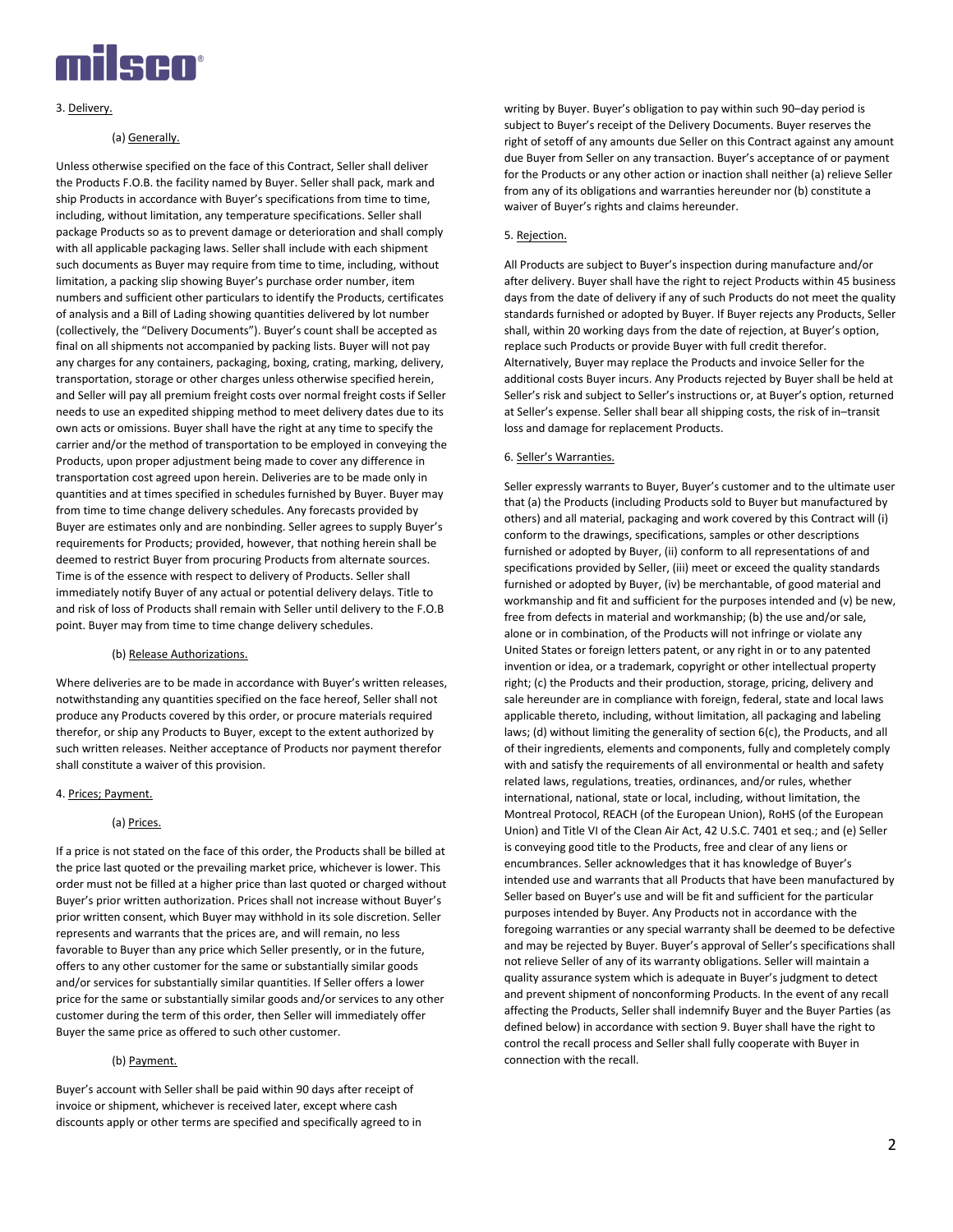3. Delivery.

(a) Generally.

Unless otherwise specified on the face of this Contract, Seller shall deliver the Products F.O.B. the facility named by Buyer. Seller shall pack, mark and ship Products in accordance with Buyer's specifications from time to time, including, without limitation, any temperature specifications. Seller shall package Products so as to prevent damage or deterioration and shall comply with all applicable packaging laws. Seller shall include with each shipment such documents as Buyer may require from time to time, including, without limitation, a packing slip showing Buyer's purchase order number, item numbers and sufficient other particulars to identify the Products, certificates of analysis and a Bill of Lading showing quantities delivered by lot number (collectively, the "Delivery Documents"). Buyer's count shall be accepted as final on all shipments not accompanied by packing lists. Buyer will not pay any charges for any containers, packaging, boxing, crating, marking, delivery, transportation, storage or other charges unless otherwise specified herein, and Seller will pay all premium freight costs over normal freight costs if Seller needs to use an expedited shipping method to meet delivery dates due to its own acts or omissions. Buyer shall have the right at any time to specify the carrier and/or the method of transportation to be employed in conveying the Products, upon proper adjustment being made to cover any difference in transportation cost agreed upon herein. Deliveries are to be made only in quantities and at times specified in schedules furnished by Buyer. Buyer may from time to time change delivery schedules. Any forecasts provided by Buyer are estimates only and are nonbinding. Seller agrees to supply Buyer's requirements for Products; provided, however, that nothing herein shall be deemed to restrict Buyer from procuring Products from alternate sources. Time is of the essence with respect to delivery of Products. Seller shall immediately notify Buyer of any actual or potential delivery delays. Title to and risk of loss of Products shall remain with Seller until delivery to the F.O.B point. Buyer may from time to time change delivery schedules.

(b) Release Authorizations.

Where deliveries are to be made in accordance with Buyer's written releases, notwithstanding any quantities specified on the face hereof, Seller shall not produce any Products covered by this order, or procure materials required therefor, or ship any Products to Buyer, except to the extent authorized by such written releases. Neither acceptance of Products nor payment therefor shall constitute a waiver of this provision.

4. Prices; Payment.

(a) Prices.

If a price is not stated on the face of this order, the Products shall be billed at the price last quoted or the prevailing market price, whichever is lower. This order must not be filled at a higher price than last quoted or charged without Buyer's prior written authorization. Prices shall not increase without Buyer's prior written consent, which Buyer may withhold in its sole discretion. Seller represents and warrants that the prices are, and will remain, no less favorable to Buyer than any price which Seller presently, or in the future, offers to any other customer for the same or substantially similar goods and/or services for substantially similar quantities. If Seller offers a lower price for the same or substantially similar goods and/or services to any other customer during the term of this order, then Seller will immediately offer Buyer the same price as offered to such other customer.

(b) Payment.

Buyer's account with Seller shall be paid within 90 days after receipt of invoice or shipment, whichever is received later, except where cash discounts apply or other terms are specified and specifically agreed to in writing by Buyer. Buyer's obligation to pay within such 90–day period is subject to Buyer's receipt of the Delivery Documents. Buyer reserves the right of setoff of any amounts due Seller on this Contract against any amount due Buyer from Seller on any transaction. Buyer's acceptance of or payment for the Products or any other action or inaction shall neither (a) relieve Seller from any of its obligations and warranties hereunder nor (b) constitute a waiver of Buyer's rights and claims hereunder.

5. Rejection.

All Products are subject to Buyer's inspection during manufacture and/or after delivery. Buyer shall have the right to reject Products within 45 business days from the date of delivery if any of such Products do not meet the quality standards furnished or adopted by Buyer. If Buyer rejects any Products, Seller shall, within 20 working days from the date of rejection, at Buyer's option, replace such Products or provide Buyer with full credit therefor. Alternatively, Buyer may replace the Products and invoice Seller for the additional costs Buyer incurs. Any Products rejected by Buyer shall be held at Seller's risk and subject to Seller's instructions or, at Buyer's option, returned at Seller's expense. Seller shall bear all shipping costs, the risk of in–transit loss and damage for replacement Products.

6. Seller's Warranties.

Seller expressly warrants to Buyer, Buyer's customer and to the ultimate user that (a) the Products (including Products sold to Buyer but manufactured by others) and all material, packaging and work covered by this Contract will (i) conform to the drawings, specifications, samples or other descriptions furnished or adopted by Buyer, (ii) conform to all representations of and specifications provided by Seller, (iii) meet or exceed the quality standards furnished or adopted by Buyer, (iv) be merchantable, of good material and workmanship and fit and sufficient for the purposes intended and (v) be new, free from defects in material and workmanship; (b) the use and/or sale, alone or in combination, of the Products will not infringe or violate any United States or foreign letters patent, or any right in or to any patented invention or idea, or a trademark, copyright or other intellectual property right; (c) the Products and their production, storage, pricing, delivery and sale hereunder are in compliance with foreign, federal, state and local laws applicable thereto, including, without limitation, all packaging and labeling laws; (d) without limiting the generality of section 6(c), the Products, and all of their ingredients, elements and components, fully and completely comply with and satisfy the requirements of all environmental or health and safety related laws, regulations, treaties, ordinances, and/or rules, whether international, national, state or local, including, without limitation, the Montreal Protocol, REACH (of the European Union), RoHS (of the European Union) and Title VI of the Clean Air Act, 42 U.S.C. 7401 et seq.; and (e) Seller is conveying good title to the Products, free and clear of any liens or encumbrances. Seller acknowledges that it has knowledge of Buyer's intended use and warrants that all Products that have been manufactured by Seller based on Buyer's use and will be fit and sufficient for the particular purposes intended by Buyer. Any Products not in accordance with the foregoing warranties or any special warranty shall be deemed to be defective and may be rejected by Buyer. Buyer's approval of Seller's specifications shall not relieve Seller of any of its warranty obligations. Seller will maintain a quality assurance system which is adequate in Buyer's judgment to detect and prevent shipment of nonconforming Products. In the event of any recall affecting the Products, Seller shall indemnify Buyer and the Buyer Parties (as defined below) in accordance with section 9. Buyer shall have the right to control the recall process and Seller shall fully cooperate with Buyer in connection with the recall.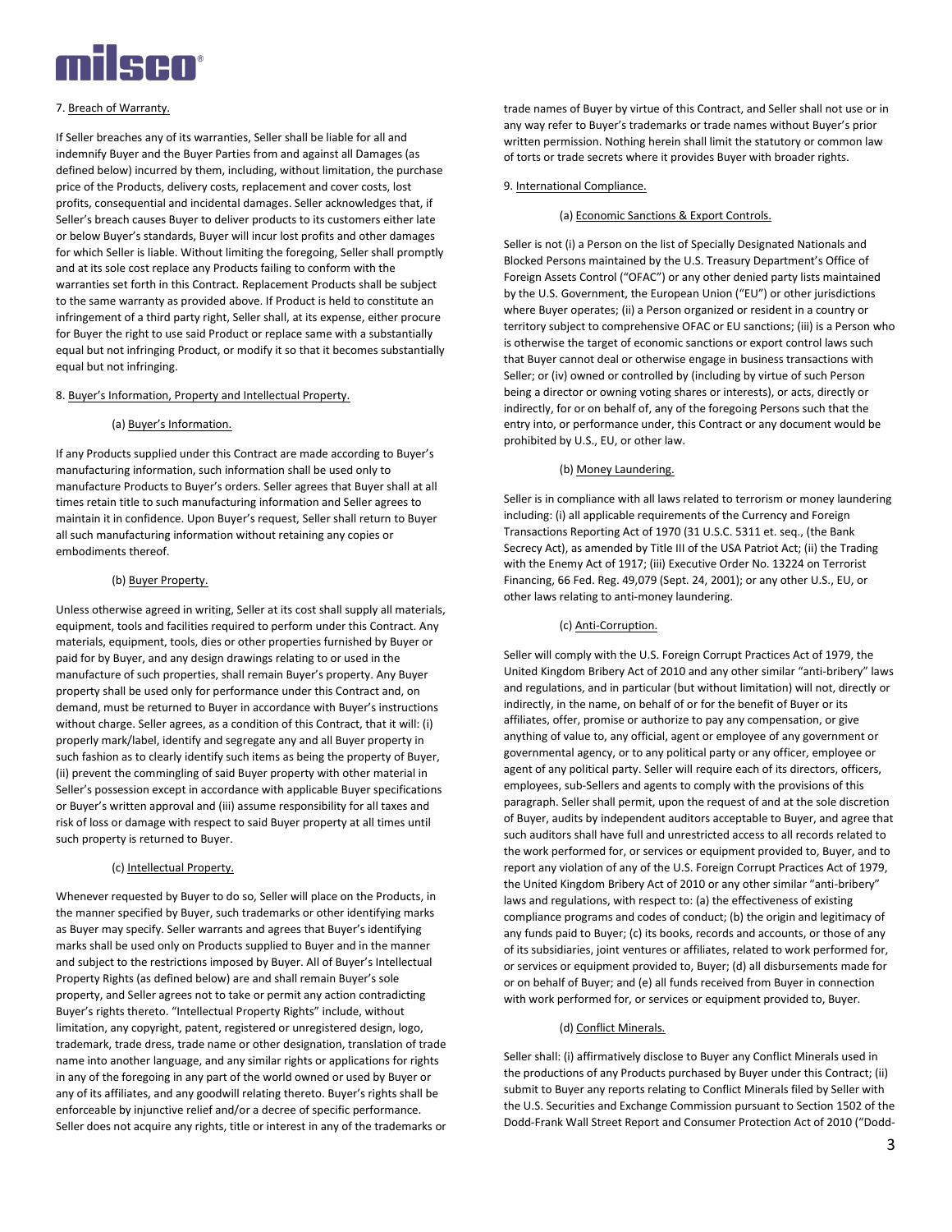7. Breach of Warranty.

If Seller breaches any of its warranties, Seller shall be liable for all and indemnify Buyer and the Buyer Parties from and against all Damages (as defined below) incurred by them, including, without limitation, the purchase price of the Products, delivery costs, replacement and cover costs, lost profits, consequential and incidental damages. Seller acknowledges that, if Seller's breach causes Buyer to deliver products to its customers either late or below Buyer's standards, Buyer will incur lost profits and other damages for which Seller is liable. Without limiting the foregoing, Seller shall promptly and at its sole cost replace any Products failing to conform with the warranties set forth in this Contract. Replacement Products shall be subject to the same warranty as provided above. If Product is held to constitute an infringement of a third party right, Seller shall, at its expense, either procure for Buyer the right to use said Product or replace same with a substantially equal but not infringing Product, or modify it so that it becomes substantially equal but not infringing.

8. Buyer's Information, Property and Intellectual Property.

(a) Buyer's Information.

If any Products supplied under this Contract are made according to Buyer's manufacturing information, such information shall be used only to manufacture Products to Buyer's orders. Seller agrees that Buyer shall at all times retain title to such manufacturing information and Seller agrees to maintain it in confidence. Upon Buyer's request, Seller shall return to Buyer all such manufacturing information without retaining any copies or embodiments thereof.

(b) Buyer Property.

Unless otherwise agreed in writing, Seller at its cost shall supply all materials, equipment, tools and facilities required to perform under this Contract. Any materials, equipment, tools, dies or other properties furnished by Buyer or paid for by Buyer, and any design drawings relating to or used in the manufacture of such properties, shall remain Buyer's property. Any Buyer property shall be used only for performance under this Contract and, on demand, must be returned to Buyer in accordance with Buyer's instructions without charge. Seller agrees, as a condition of this Contract, that it will: (i) properly mark/label, identify and segregate any and all Buyer property in such fashion as to clearly identify such items as being the property of Buyer, (ii) prevent the commingling of said Buyer property with other material in Seller's possession except in accordance with applicable Buyer specifications or Buyer's written approval and (iii) assume responsibility for all taxes and risk of loss or damage with respect to said Buyer property at all times until such property is returned to Buyer.

(c) Intellectual Property.

Whenever requested by Buyer to do so, Seller will place on the Products, in the manner specified by Buyer, such trademarks or other identifying marks as Buyer may specify. Seller warrants and agrees that Buyer's identifying marks shall be used only on Products supplied to Buyer and in the manner and subject to the restrictions imposed by Buyer. All of Buyer's Intellectual Property Rights (as defined below) are and shall remain Buyer's sole property, and Seller agrees not to take or permit any action contradicting Buyer's rights thereto. "Intellectual Property Rights" include, without limitation, any copyright, patent, registered or unregistered design, logo, trademark, trade dress, trade name or other designation, translation of trade name into another language, and any similar rights or applications for rights in any of the foregoing in any part of the world owned or used by Buyer or any of its affiliates, and any goodwill relating thereto. Buyer's rights shall be enforceable by injunctive relief and/or a decree of specific performance. Seller does not acquire any rights, title or interest in any of the trademarks or trade names of Buyer by virtue of this Contract, and Seller shall not use or in any way refer to Buyer's trademarks or trade names without Buyer's prior written permission. Nothing herein shall limit the statutory or common law of torts or trade secrets where it provides Buyer with broader rights.

9. International Compliance.

(a) Economic Sanctions & Export Controls.

Seller is not (i) a Person on the list of Specially Designated Nationals and Blocked Persons maintained by the U.S. Treasury Department's Office of Foreign Assets Control ("OFAC") or any other denied party lists maintained by the U.S. Government, the European Union ("EU") or other jurisdictions where Buyer operates; (ii) a Person organized or resident in a country or territory subject to comprehensive OFAC or EU sanctions; (iii) is a Person who is otherwise the target of economic sanctions or export control laws such that Buyer cannot deal or otherwise engage in business transactions with Seller; or (iv) owned or controlled by (including by virtue of such Person being a director or owning voting shares or interests), or acts, directly or indirectly, for or on behalf of, any of the foregoing Persons such that the entry into, or performance under, this Contract or any document would be prohibited by U.S., EU, or other law.

(b) Money Laundering.

Seller is in compliance with all laws related to terrorism or money laundering including: (i) all applicable requirements of the Currency and Foreign Transactions Reporting Act of 1970 (31 U.S.C. 5311 et. seq., (the Bank Secrecy Act), as amended by Title III of the USA Patriot Act; (ii) the Trading with the Enemy Act of 1917; (iii) Executive Order No. 13224 on Terrorist Financing, 66 Fed. Reg. 49,079 (Sept. 24, 2001); or any other U.S., EU, or other laws relating to anti-money laundering.

(c) Anti-Corruption.

Seller will comply with the U.S. Foreign Corrupt Practices Act of 1979, the United Kingdom Bribery Act of 2010 and any other similar "anti-bribery" laws and regulations, and in particular (but without limitation) will not, directly or indirectly, in the name, on behalf of or for the benefit of Buyer or its affiliates, offer, promise or authorize to pay any compensation, or give anything of value to, any official, agent or employee of any government or governmental agency, or to any political party or any officer, employee or agent of any political party. Seller will require each of its directors, officers, employees, sub-Sellers and agents to comply with the provisions of this paragraph. Seller shall permit, upon the request of and at the sole discretion of Buyer, audits by independent auditors acceptable to Buyer, and agree that such auditors shall have full and unrestricted access to all records related to the work performed for, or services or equipment provided to, Buyer, and to report any violation of any of the U.S. Foreign Corrupt Practices Act of 1979, the United Kingdom Bribery Act of 2010 or any other similar "anti-bribery" laws and regulations, with respect to: (a) the effectiveness of existing compliance programs and codes of conduct; (b) the origin and legitimacy of any funds paid to Buyer; (c) its books, records and accounts, or those of any of its subsidiaries, joint ventures or affiliates, related to work performed for, or services or equipment provided to, Buyer; (d) all disbursements made for or on behalf of Buyer; and (e) all funds received from Buyer in connection with work performed for, or services or equipment provided to, Buyer.

(d) Conflict Minerals.

Seller shall: (i) affirmatively disclose to Buyer any Conflict Minerals used in the productions of any Products purchased by Buyer under this Contract; (ii) submit to Buyer any reports relating to Conflict Minerals filed by Seller with the U.S. Securities and Exchange Commission pursuant to Section 1502 of the Dodd-Frank Wall Street Report and Consumer Protection Act of 2010 ("Dodd-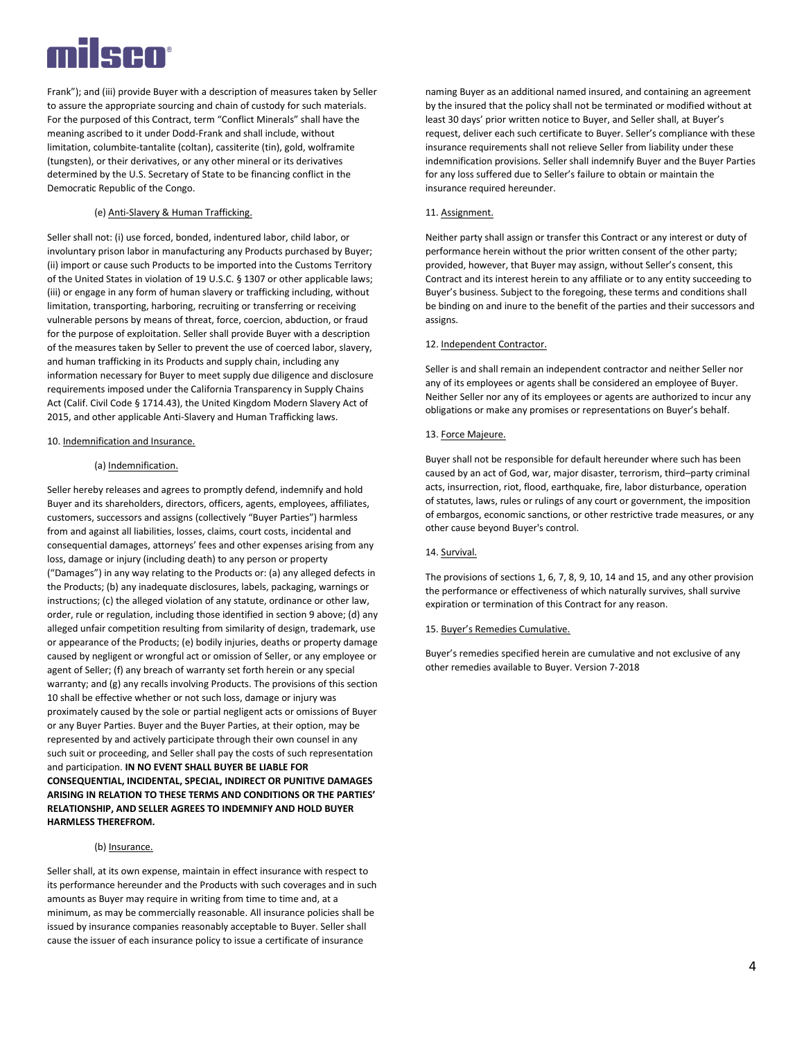Frank"); and (iii) provide Buyer with a description of measures taken by Seller to assure the appropriate sourcing and chain of custody for such materials. For the purposed of this Contract, term "Conflict Minerals" shall have the meaning ascribed to it under Dodd-Frank and shall include, without limitation, columbite-tantalite (coltan), cassiterite (tin), gold, wolframite (tungsten), or their derivatives, or any other mineral or its derivatives determined by the U.S. Secretary of State to be financing conflict in the Democratic Republic of the Congo.

(e) Anti-Slavery & Human Trafficking.

Seller shall not: (i) use forced, bonded, indentured labor, child labor, or involuntary prison labor in manufacturing any Products purchased by Buyer; (ii) import or cause such Products to be imported into the Customs Territory of the United States in violation of 19 U.S.C. § 1307 or other applicable laws; (iii) or engage in any form of human slavery or trafficking including, without limitation, transporting, harboring, recruiting or transferring or receiving vulnerable persons by means of threat, force, coercion, abduction, or fraud for the purpose of exploitation. Seller shall provide Buyer with a description of the measures taken by Seller to prevent the use of coerced labor, slavery, and human trafficking in its Products and supply chain, including any information necessary for Buyer to meet supply due diligence and disclosure requirements imposed under the California Transparency in Supply Chains Act (Calif. Civil Code § 1714.43), the United Kingdom Modern Slavery Act of 2015, and other applicable Anti-Slavery and Human Trafficking laws.

10. Indemnification and Insurance.

(a) Indemnification.

Seller hereby releases and agrees to promptly defend, indemnify and hold Buyer and its shareholders, directors, officers, agents, employees, affiliates, customers, successors and assigns (collectively "Buyer Parties") harmless from and against all liabilities, losses, claims, court costs, incidental and consequential damages, attorneys' fees and other expenses arising from any loss, damage or injury (including death) to any person or property ("Damages") in any way relating to the Products or: (a) any alleged defects in the Products; (b) any inadequate disclosures, labels, packaging, warnings or instructions; (c) the alleged violation of any statute, ordinance or other law, order, rule or regulation, including those identified in section 9 above; (d) any alleged unfair competition resulting from similarity of design, trademark, use or appearance of the Products; (e) bodily injuries, deaths or property damage caused by negligent or wrongful act or omission of Seller, or any employee or agent of Seller; (f) any breach of warranty set forth herein or any special warranty; and (g) any recalls involving Products. The provisions of this section 10 shall be effective whether or not such loss, damage or injury was proximately caused by the sole or partial negligent acts or omissions of Buyer or any Buyer Parties. Buyer and the Buyer Parties, at their option, may be represented by and actively participate through their own counsel in any such suit or proceeding, and Seller shall pay the costs of such representation and participation. **IN NO EVENT SHALL BUYER BE LIABLE FOR CONSEQUENTIAL, INCIDENTAL, SPECIAL, INDIRECT OR PUNITIVE DAMAGES ARISING IN RELATION TO THESE TERMS AND CONDITIONS OR THE PARTIES' RELATIONSHIP, AND SELLER AGREES TO INDEMNIFY AND HOLD BUYER HARMLESS THEREFROM.**

(b) Insurance.

Seller shall, at its own expense, maintain in effect insurance with respect to its performance hereunder and the Products with such coverages and in such amounts as Buyer may require in writing from time to time and, at a minimum, as may be commercially reasonable. All insurance policies shall be issued by insurance companies reasonably acceptable to Buyer. Seller shall cause the issuer of each insurance policy to issue a certificate of insurance naming Buyer as an additional named insured, and containing an agreement by the insured that the policy shall not be terminated or modified without at least 30 days' prior written notice to Buyer, and Seller shall, at Buyer's request, deliver each such certificate to Buyer. Seller's compliance with these insurance requirements shall not relieve Seller from liability under these indemnification provisions. Seller shall indemnify Buyer and the Buyer Parties for any loss suffered due to Seller's failure to obtain or maintain the insurance required hereunder.

11. Assignment.

Neither party shall assign or transfer this Contract or any interest or duty of performance herein without the prior written consent of the other party; provided, however, that Buyer may assign, without Seller's consent, this Contract and its interest herein to any affiliate or to any entity succeeding to Buyer's business. Subject to the foregoing, these terms and conditions shall be binding on and inure to the benefit of the parties and their successors and assigns.

12. Independent Contractor.

Seller is and shall remain an independent contractor and neither Seller nor any of its employees or agents shall be considered an employee of Buyer. Neither Seller nor any of its employees or agents are authorized to incur any obligations or make any promises or representations on Buyer's behalf.

13. Force Majeure.

Buyer shall not be responsible for default hereunder where such has been caused by an act of God, war, major disaster, terrorism, third–party criminal acts, insurrection, riot, flood, earthquake, fire, labor disturbance, operation of statutes, laws, rules or rulings of any court or government, the imposition of embargos, economic sanctions, or other restrictive trade measures, or any other cause beyond Buyer's control.

14. Survival.

The provisions of sections 1, 6, 7, 8, 9, 10, 14 and 15, and any other provision the performance or effectiveness of which naturally survives, shall survive expiration or termination of this Contract for any reason.

15. Buyer's Remedies Cumulative.

Buyer's remedies specified herein are cumulative and not exclusive of any other remedies available to Buyer. Version 7-2018